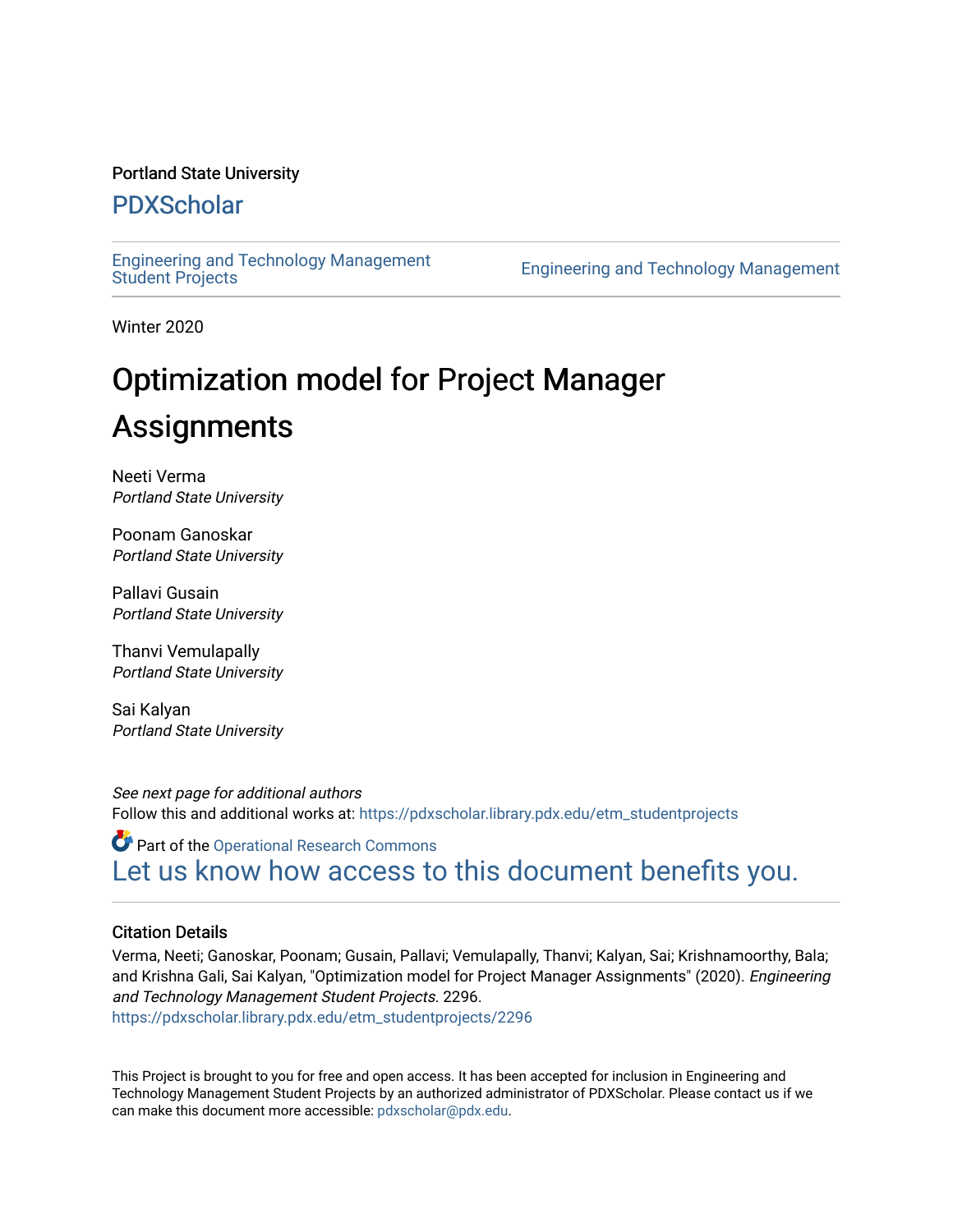Portland State University

# PDXScholar

Engineering and Technology Management Student Projects

Engineering and Technology Management

Winter 2020

# Optimization model for Project Manager Assignments

Neeti Verma
*Portland State University*

Poonam Ganoskar
*Portland State University*

Pallavi Gusain
*Portland State University*

Thanvi Vemulapally
*Portland State University*

Sai Kalyan
*Portland State University*

*See next page for additional authors*

Follow this and additional works at: https://pdxscholar.library.pdx.edu/etm_studentprojects

Part of the Operational Research Commons

Let us know how access to this document benefits you.

### Citation Details

Verma, Neeti; Ganoskar, Poonam; Gusain, Pallavi; Vemulapally, Thanvi; Kalyan, Sai; Krishnamoorthy, Bala; and Krishna Gali, Sai Kalyan, "Optimization model for Project Manager Assignments" (2020). *Engineering and Technology Management Student Projects*. 2296.
https://pdxscholar.library.pdx.edu/etm_studentprojects/2296

This Project is brought to you for free and open access. It has been accepted for inclusion in Engineering and Technology Management Student Projects by an authorized administrator of PDXScholar. Please contact us if we can make this document more accessible: pdxscholar@pdx.edu.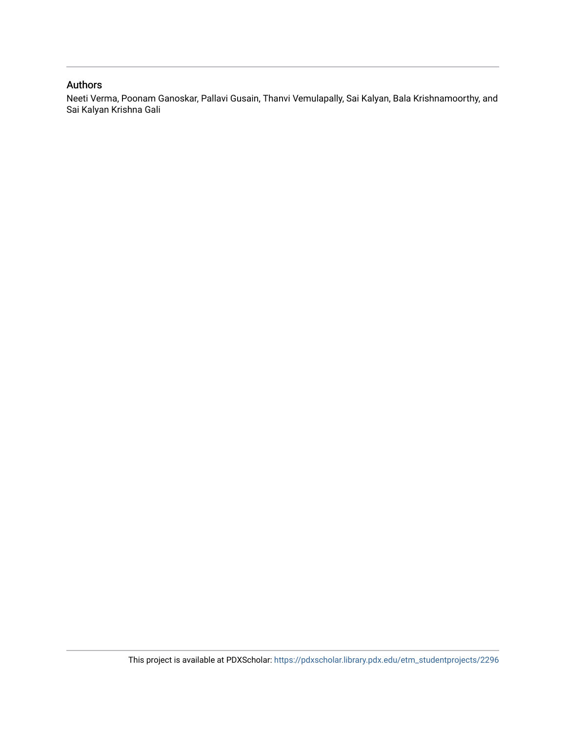## Authors

Neeti Verma, Poonam Ganoskar, Pallavi Gusain, Thanvi Vemulapally, Sai Kalyan, Bala Krishnamoorthy, and Sai Kalyan Krishna Gali

This project is available at PDXScholar: https://pdxscholar.library.pdx.edu/etm_studentprojects/2296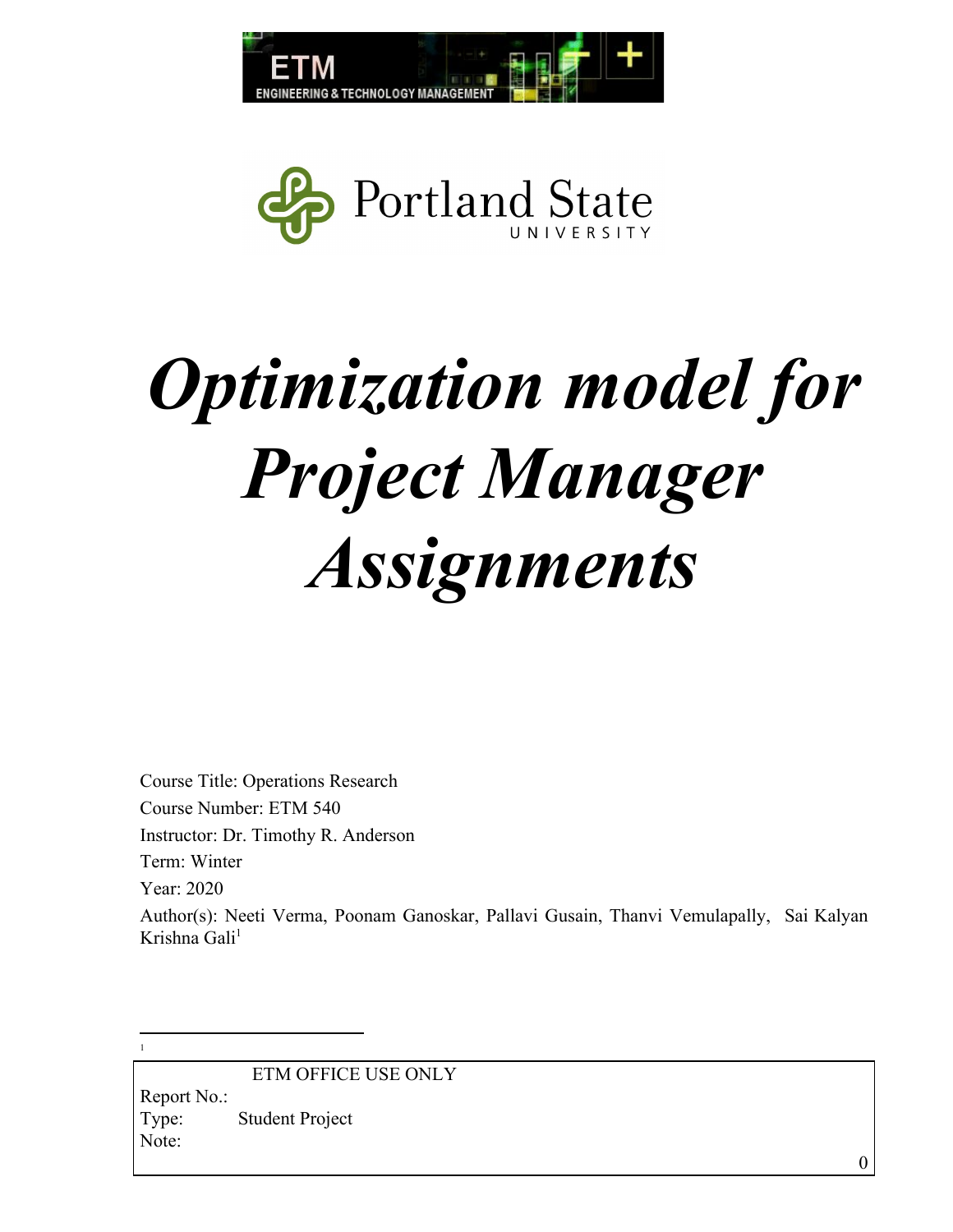# *Optimization model for Project Manager Assignments*

Course Title: Operations Research

Course Number: ETM 540

Instructor: Dr. Timothy R. Anderson

Term: Winter

Year: 2020

Author(s): Neeti Verma, Poonam Ganoskar, Pallavi Gusain, Thanvi Vemulapally, Sai Kalyan Krishna Gali[1]

[1]

| ETM OFFICE USE ONLY | |
|---|---|
| Report No.: | |
| Type: | Student Project |
| Note: | |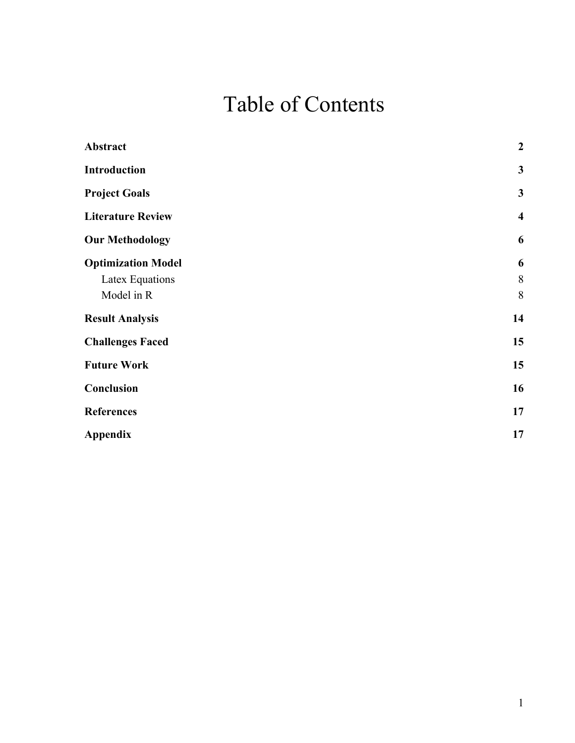# Table of Contents

| | |
|---|---|
| **Abstract** | **2** |
| **Introduction** | **3** |
| **Project Goals** | **3** |
| **Literature Review** | **4** |
| **Our Methodology** | **6** |
| **Optimization Model** | **6** |
| Latex Equations | 8 |
| Model in R | 8 |
| **Result Analysis** | **14** |
| **Challenges Faced** | **15** |
| **Future Work** | **15** |
| **Conclusion** | **16** |
| **References** | **17** |
| **Appendix** | **17** |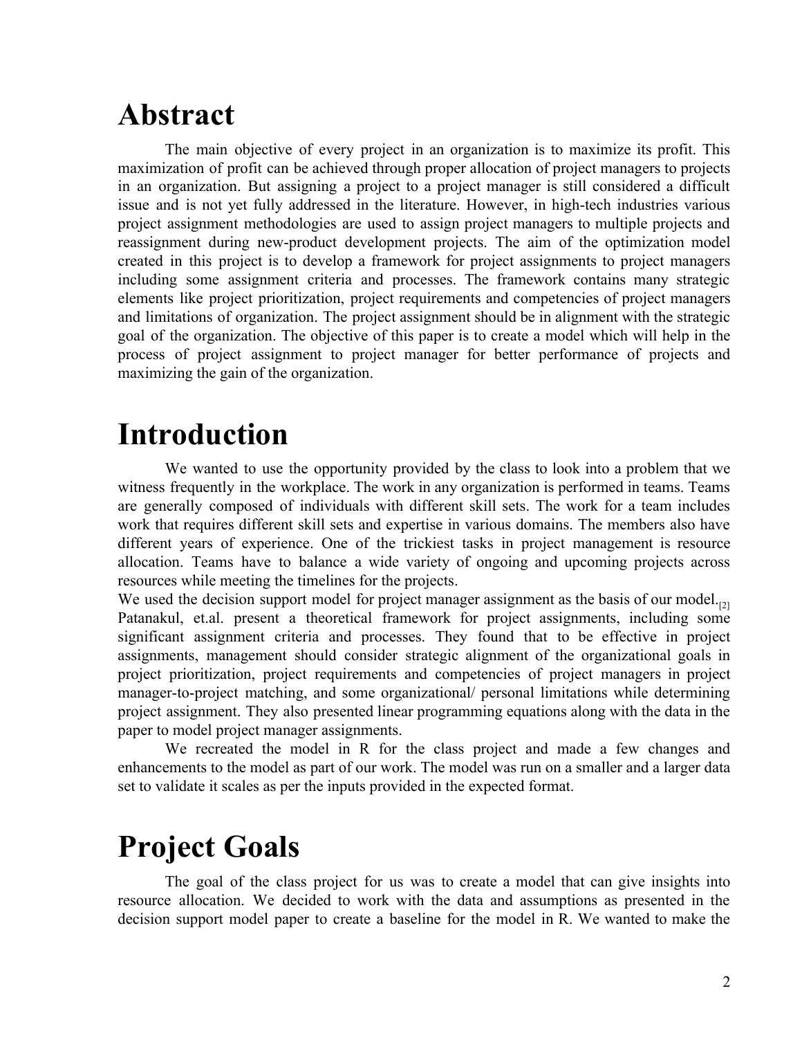# Abstract

The main objective of every project in an organization is to maximize its profit. This maximization of profit can be achieved through proper allocation of project managers to projects in an organization. But assigning a project to a project manager is still considered a difficult issue and is not yet fully addressed in the literature. However, in high-tech industries various project assignment methodologies are used to assign project managers to multiple projects and reassignment during new-product development projects. The aim of the optimization model created in this project is to develop a framework for project assignments to project managers including some assignment criteria and processes. The framework contains many strategic elements like project prioritization, project requirements and competencies of project managers and limitations of organization. The project assignment should be in alignment with the strategic goal of the organization. The objective of this paper is to create a model which will help in the process of project assignment to project manager for better performance of projects and maximizing the gain of the organization.

# Introduction

We wanted to use the opportunity provided by the class to look into a problem that we witness frequently in the workplace. The work in any organization is performed in teams. Teams are generally composed of individuals with different skill sets. The work for a team includes work that requires different skill sets and expertise in various domains. The members also have different years of experience. One of the trickiest tasks in project management is resource allocation. Teams have to balance a wide variety of ongoing and upcoming projects across resources while meeting the timelines for the projects.

We used the decision support model for project manager assignment as the basis of our model.[2] Patanakul, et.al. present a theoretical framework for project assignments, including some significant assignment criteria and processes. They found that to be effective in project assignments, management should consider strategic alignment of the organizational goals in project prioritization, project requirements and competencies of project managers in project manager-to-project matching, and some organizational/ personal limitations while determining project assignment. They also presented linear programming equations along with the data in the paper to model project manager assignments.

We recreated the model in R for the class project and made a few changes and enhancements to the model as part of our work. The model was run on a smaller and a larger data set to validate it scales as per the inputs provided in the expected format.

# Project Goals

The goal of the class project for us was to create a model that can give insights into resource allocation. We decided to work with the data and assumptions as presented in the decision support model paper to create a baseline for the model in R. We wanted to make the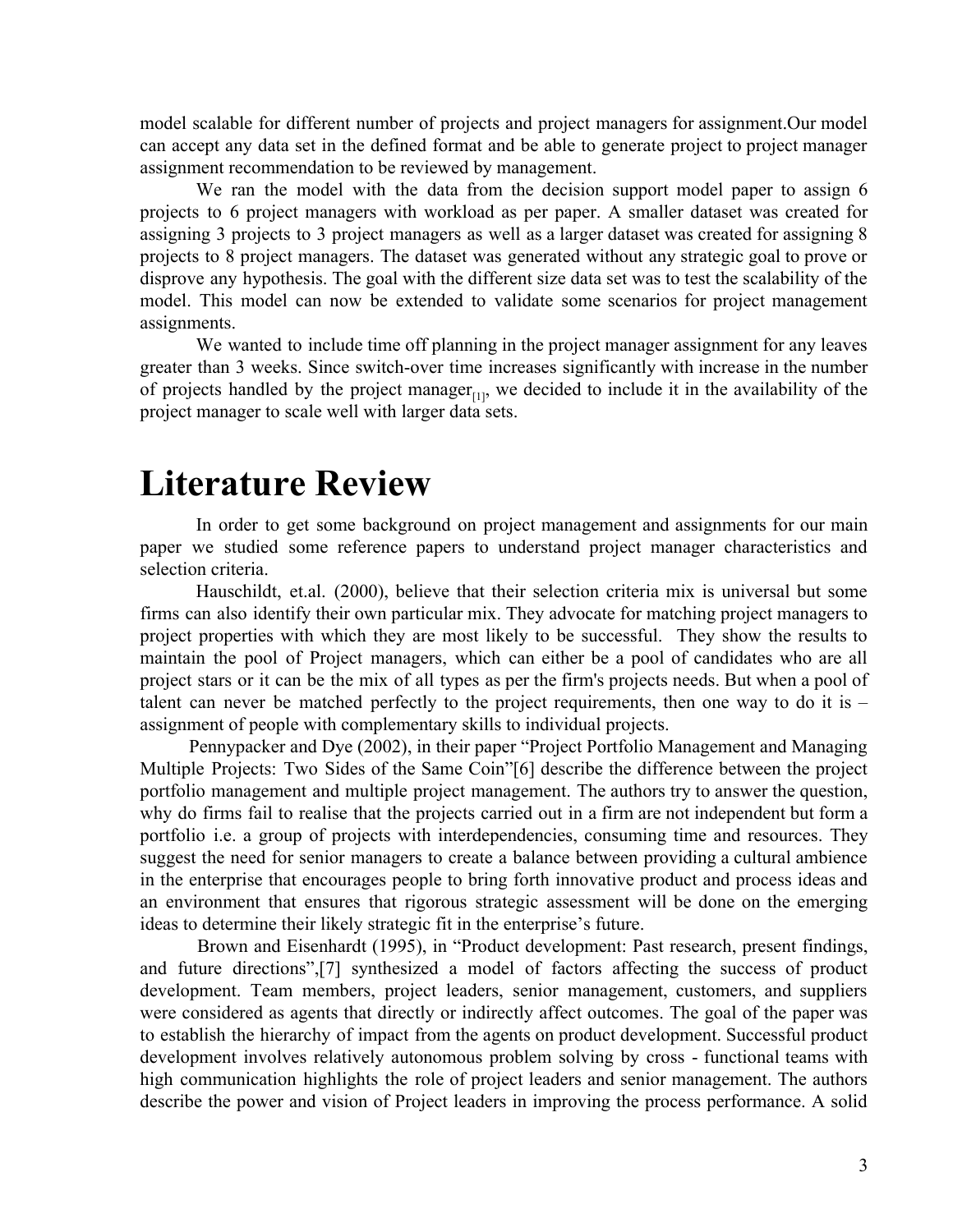model scalable for different number of projects and project managers for assignment.Our model can accept any data set in the defined format and be able to generate project to project manager assignment recommendation to be reviewed by management.

We ran the model with the data from the decision support model paper to assign 6 projects to 6 project managers with workload as per paper. A smaller dataset was created for assigning 3 projects to 3 project managers as well as a larger dataset was created for assigning 8 projects to 8 project managers. The dataset was generated without any strategic goal to prove or disprove any hypothesis. The goal with the different size data set was to test the scalability of the model. This model can now be extended to validate some scenarios for project management assignments.

We wanted to include time off planning in the project manager assignment for any leaves greater than 3 weeks. Since switch-over time increases significantly with increase in the number of projects handled by the project manager[1], we decided to include it in the availability of the project manager to scale well with larger data sets.

# Literature Review

In order to get some background on project management and assignments for our main paper we studied some reference papers to understand project manager characteristics and selection criteria.

Hauschildt, et.al. (2000), believe that their selection criteria mix is universal but some firms can also identify their own particular mix. They advocate for matching project managers to project properties with which they are most likely to be successful. They show the results to maintain the pool of Project managers, which can either be a pool of candidates who are all project stars or it can be the mix of all types as per the firm's projects needs. But when a pool of talent can never be matched perfectly to the project requirements, then one way to do it is – assignment of people with complementary skills to individual projects.

Pennypacker and Dye (2002), in their paper "Project Portfolio Management and Managing Multiple Projects: Two Sides of the Same Coin"[6] describe the difference between the project portfolio management and multiple project management. The authors try to answer the question, why do firms fail to realise that the projects carried out in a firm are not independent but form a portfolio i.e. a group of projects with interdependencies, consuming time and resources. They suggest the need for senior managers to create a balance between providing a cultural ambience in the enterprise that encourages people to bring forth innovative product and process ideas and an environment that ensures that rigorous strategic assessment will be done on the emerging ideas to determine their likely strategic fit in the enterprise's future.

Brown and Eisenhardt (1995), in "Product development: Past research, present findings, and future directions",[7] synthesized a model of factors affecting the success of product development. Team members, project leaders, senior management, customers, and suppliers were considered as agents that directly or indirectly affect outcomes. The goal of the paper was to establish the hierarchy of impact from the agents on product development. Successful product development involves relatively autonomous problem solving by cross - functional teams with high communication highlights the role of project leaders and senior management. The authors describe the power and vision of Project leaders in improving the process performance. A solid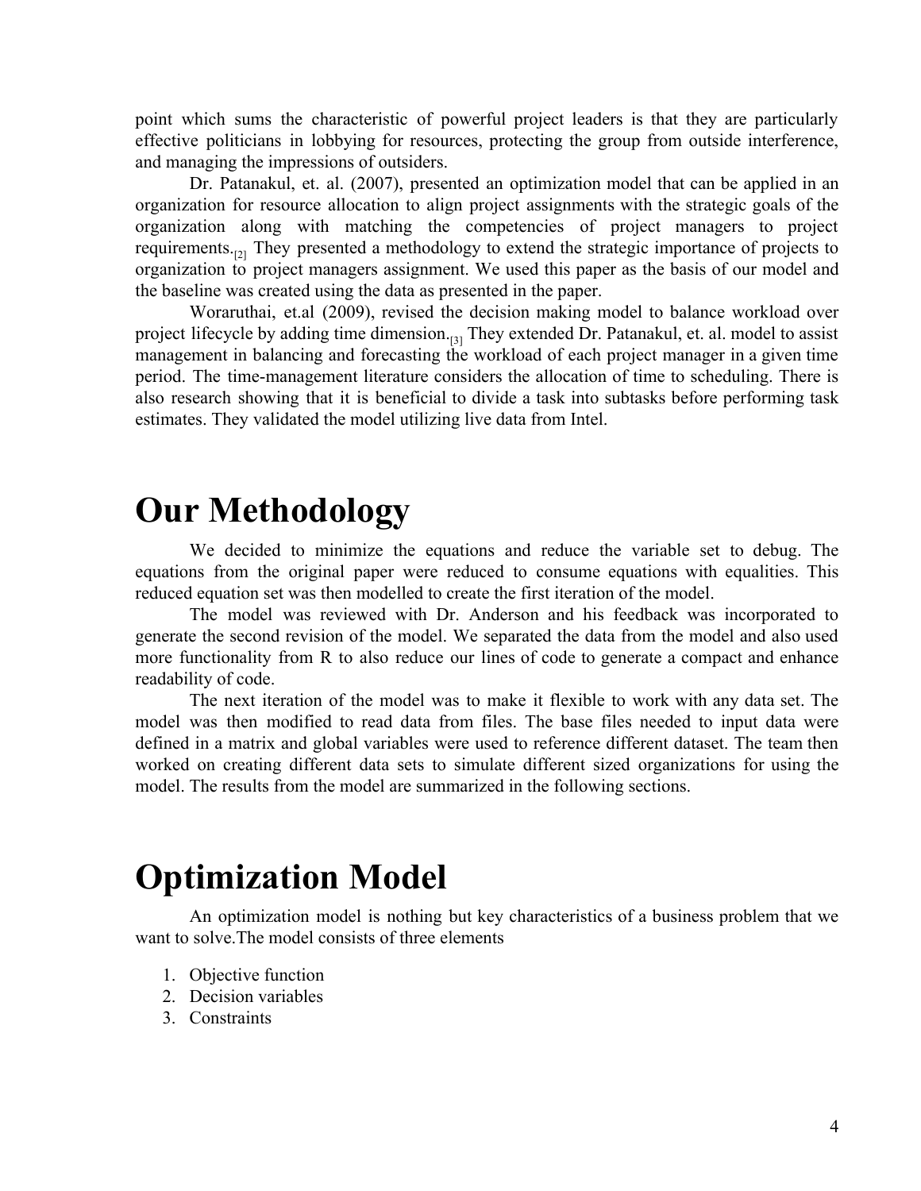point which sums the characteristic of powerful project leaders is that they are particularly effective politicians in lobbying for resources, protecting the group from outside interference, and managing the impressions of outsiders.

Dr. Patanakul, et. al. (2007), presented an optimization model that can be applied in an organization for resource allocation to align project assignments with the strategic goals of the organization along with matching the competencies of project managers to project requirements.[2] They presented a methodology to extend the strategic importance of projects to organization to project managers assignment. We used this paper as the basis of our model and the baseline was created using the data as presented in the paper.

Woraruthai, et.al (2009), revised the decision making model to balance workload over project lifecycle by adding time dimension.[3] They extended Dr. Patanakul, et. al. model to assist management in balancing and forecasting the workload of each project manager in a given time period. The time-management literature considers the allocation of time to scheduling. There is also research showing that it is beneficial to divide a task into subtasks before performing task estimates. They validated the model utilizing live data from Intel.

# Our Methodology

We decided to minimize the equations and reduce the variable set to debug. The equations from the original paper were reduced to consume equations with equalities. This reduced equation set was then modelled to create the first iteration of the model.

The model was reviewed with Dr. Anderson and his feedback was incorporated to generate the second revision of the model. We separated the data from the model and also used more functionality from R to also reduce our lines of code to generate a compact and enhance readability of code.

The next iteration of the model was to make it flexible to work with any data set. The model was then modified to read data from files. The base files needed to input data were defined in a matrix and global variables were used to reference different dataset. The team then worked on creating different data sets to simulate different sized organizations for using the model. The results from the model are summarized in the following sections.

# Optimization Model

An optimization model is nothing but key characteristics of a business problem that we want to solve.The model consists of three elements

1. Objective function
2. Decision variables
3. Constraints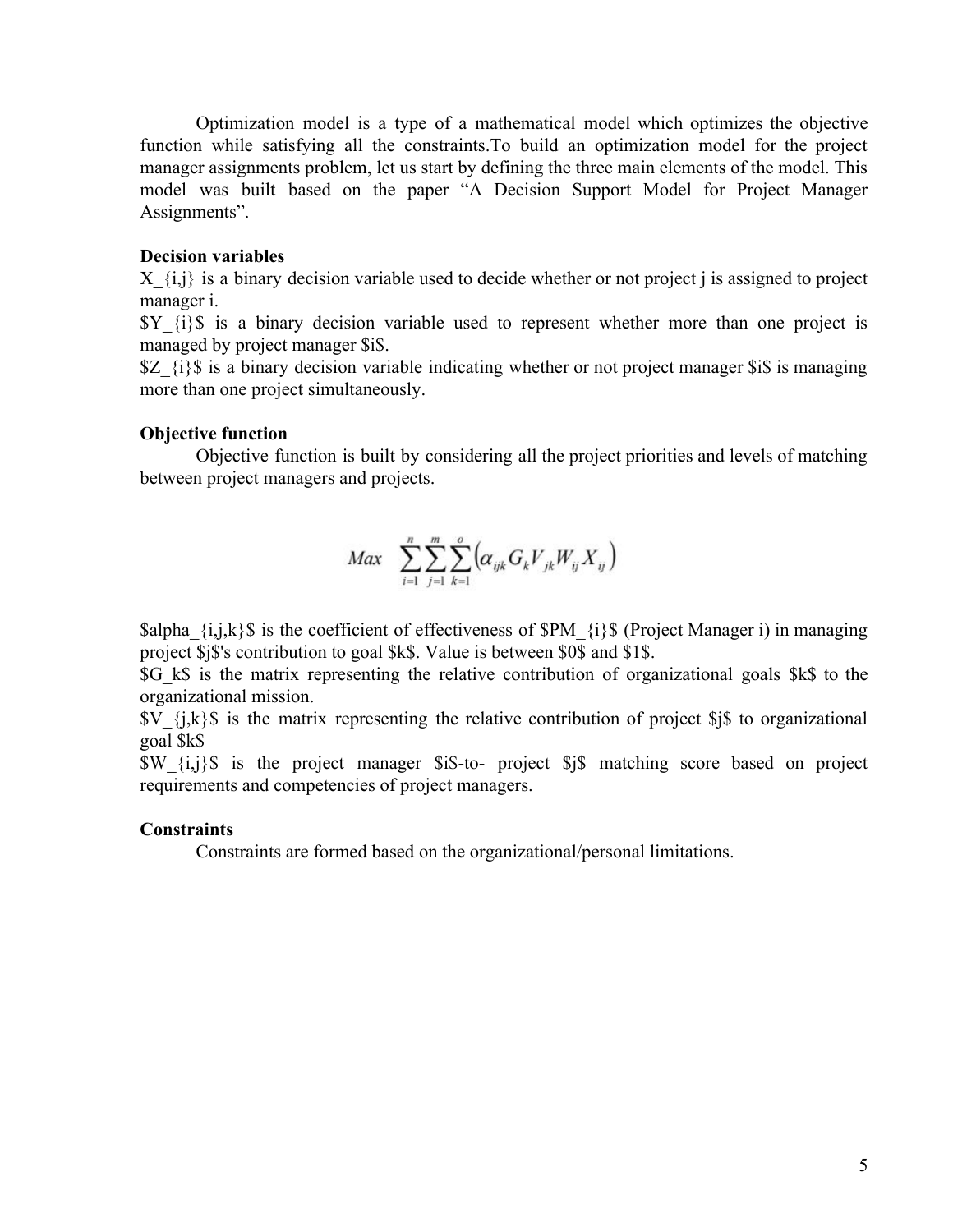Optimization model is a type of a mathematical model which optimizes the objective function while satisfying all the constraints.To build an optimization model for the project manager assignments problem, let us start by defining the three main elements of the model. This model was built based on the paper "A Decision Support Model for Project Manager Assignments".

**Decision variables**

$X_{i,j}$ is a binary decision variable used to decide whether or not project j is assigned to project manager i.

$Y_{i}$ is a binary decision variable used to represent whether more than one project is managed by project manager $i$.

$Z_{i}$ is a binary decision variable indicating whether or not project manager $i$ is managing more than one project simultaneously.

**Objective function**

Objective function is built by considering all the project priorities and levels of matching between project managers and projects.

$$Max \quad \sum_{i=1}^{n}\sum_{j=1}^{m}\sum_{k=1}^{o}\left(\alpha_{ijk} G_k V_{jk} W_{ij} X_{ij}\right)$$

$\alpha_{i,j,k}$ is the coefficient of effectiveness of $PM_{i}$ (Project Manager i) in managing project $j$'s contribution to goal $k$. Value is between $0$ and $1$.

$G_k$ is the matrix representing the relative contribution of organizational goals $k$ to the organizational mission.

$V_{j,k}$ is the matrix representing the relative contribution of project $j$ to organizational goal $k$

$W_{i,j}$ is the project manager $i$-to- project $j$ matching score based on project requirements and competencies of project managers.

**Constraints**

Constraints are formed based on the organizational/personal limitations.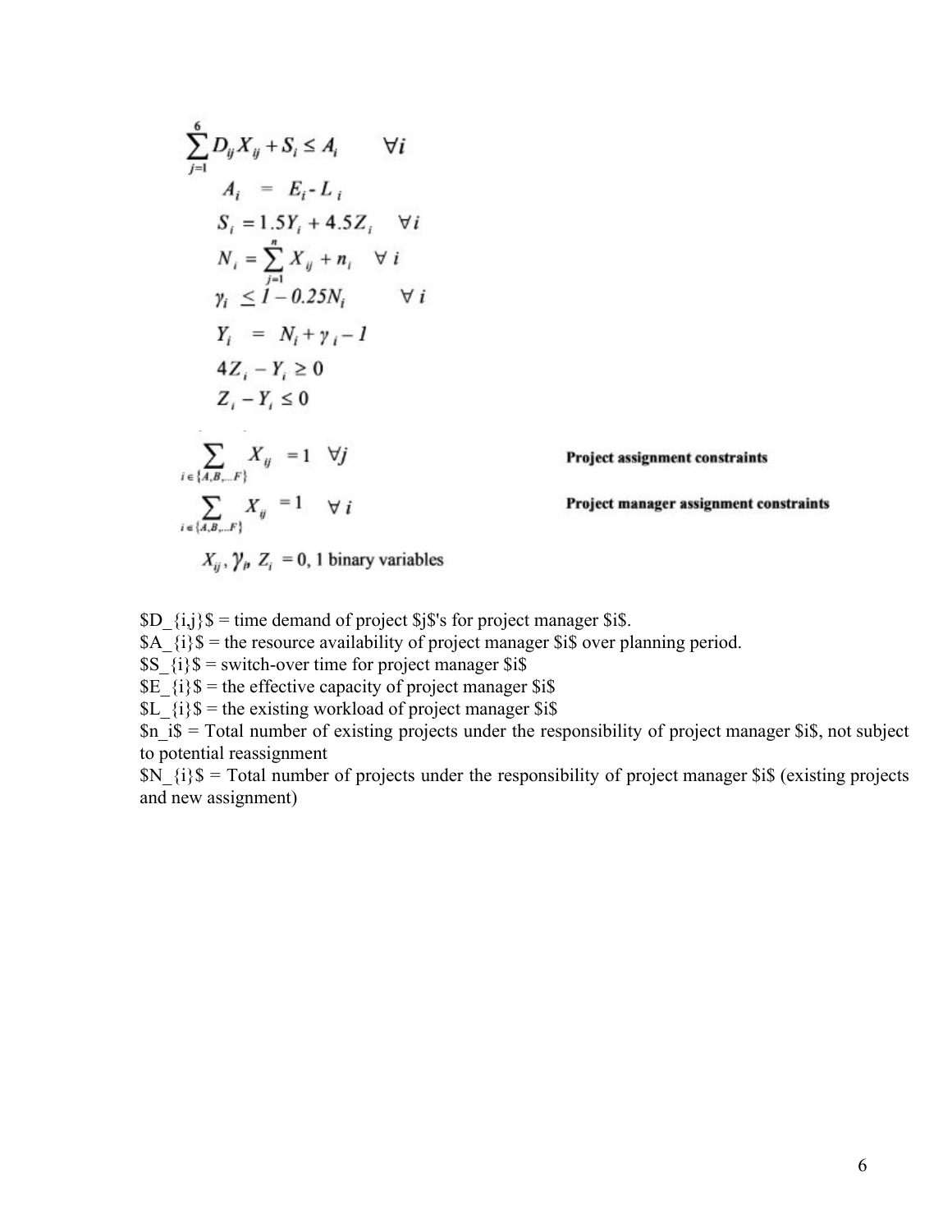$$\sum_{j=1}^{6} D_{ij} X_{ij} + S_i \leq A_i \qquad \forall i$$

$$A_i = E_i - L_i$$

$$S_i = 1.5Y_i + 4.5Z_i \quad \forall i$$

$$N_i = \sum_{j=1}^{n} X_{ij} + n_i \quad \forall i$$

$$\gamma_i \leq 1 - 0.25N_i \qquad \forall i$$

$$Y_i = N_i + \gamma_i - 1$$

$$4Z_i - Y_i \geq 0$$

$$Z_i - Y_i \leq 0$$

$$\sum_{i \in \{A,B,\ldots F\}} X_{ij} = 1 \quad \forall j \qquad \textbf{Project assignment constraints}$$

$$\sum_{i \in \{A,B,\ldots F\}} X_{ij} = 1 \quad \forall i \qquad \textbf{Project manager assignment constraints}$$

$$X_{ij}, \gamma_i, Z_i = 0, 1 \text{ binary variables}$$

$D_{i,j}$ = time demand of project $j$'s for project manager $i$.
$A_{i}$ = the resource availability of project manager $i$ over planning period.
$S_{i}$ = switch-over time for project manager $i$
$E_{i}$ = the effective capacity of project manager $i$
$L_{i}$ = the existing workload of project manager $i$
$n_i$ = Total number of existing projects under the responsibility of project manager $i$, not subject to potential reassignment
$N_{i}$ = Total number of projects under the responsibility of project manager $i$ (existing projects and new assignment)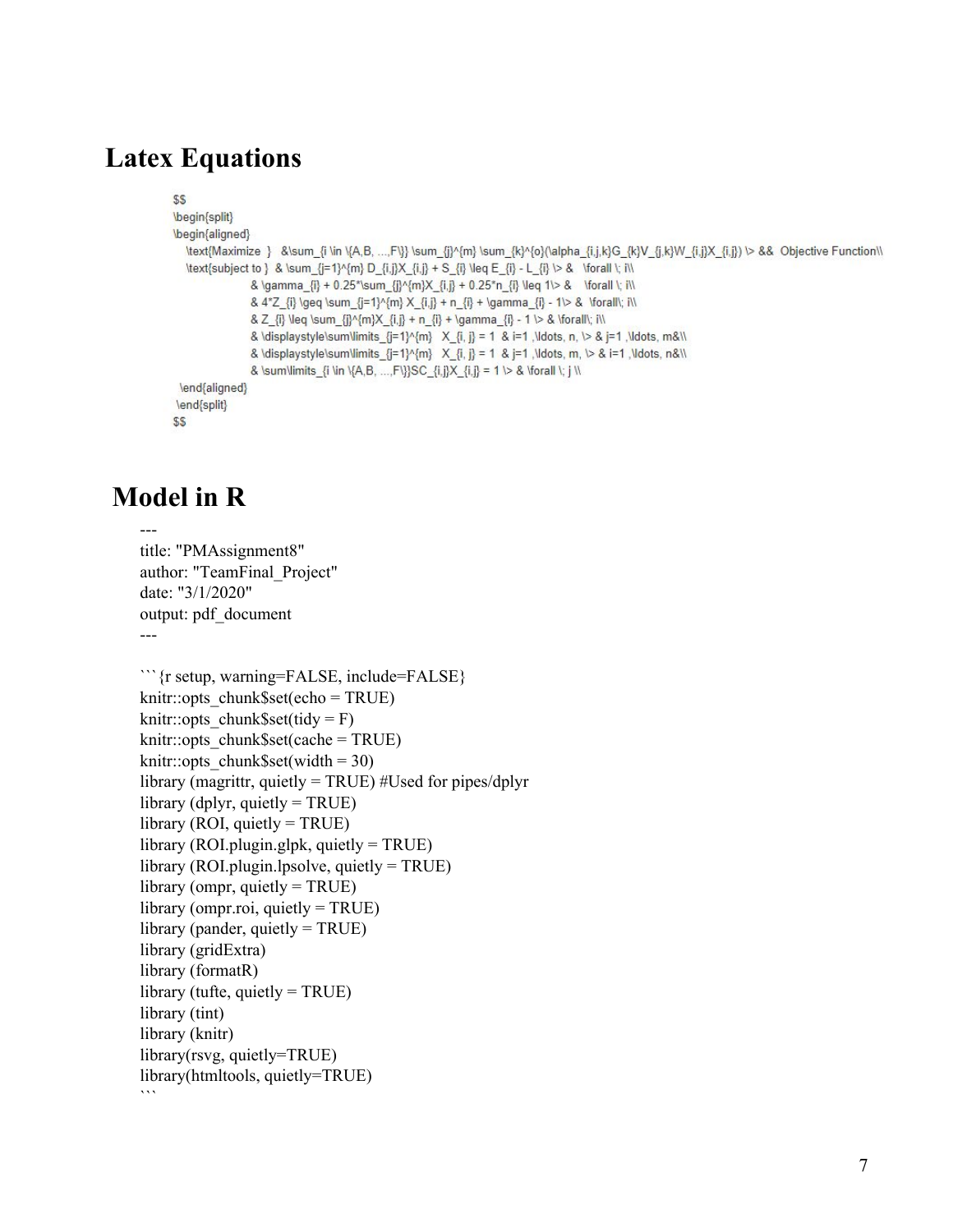# Latex Equations

```
$$
\begin{split}
\begin{aligned}
   \text{Maximize }   &\sum_{i \in \{A,B, ...,F\}} \sum_{j}^{m} \sum_{k}^{o}(\alpha_{i,j,k}G_{k}V_{j,k}W_{i,j}X_{i,j}) \> &&  Objective Function\\
   \text{subject to } & \sum_{j=1}^{m} D_{i,j}X_{i,j} + S_{i} \leq E_{i} - L_{i} \> &   \forall \; i\\
                  & \gamma_{i} + 0.25*\sum_{j}^{m}X_{i,j} + 0.25*n_{i} \leq 1\> &   \forall \; i\\
                  & 4*Z_{i} \geq \sum_{j=1}^{m} X_{i,j} + n_{i} + \gamma_{i} - 1\> &  \forall\; i\\
                  & Z_{i} \leq \sum_{j}^{m}X_{i,j} + n_{i} + \gamma_{i} - 1 \> & \forall\; i\\
                  & \displaystyle\sum\limits_{j=1}^{m}   X_{i, j} = 1  & i=1 ,\ldots, n, \> & j=1 ,\ldots, m&\\
                  & \displaystyle\sum\limits_{j=1}^{m}   X_{i, j} = 1  & j=1 ,\ldots, m, \> & i=1 ,\ldots, n&\\
                  & \sum\limits_{i \in \{A,B, ...,F\}}SC_{i,j}X_{i,j} = 1 \> & \forall \; j \\
 \end{aligned}
 \end{split}
$$
```

# Model in R

```
---
title: "PMAssignment8"
author: "TeamFinal_Project"
date: "3/1/2020"
output: pdf_document
---

```{r setup, warning=FALSE, include=FALSE}
knitr::opts_chunk$set(echo = TRUE)
knitr::opts_chunk$set(tidy = F)
knitr::opts_chunk$set(cache = TRUE)
knitr::opts_chunk$set(width = 30)
library (magrittr, quietly = TRUE) #Used for pipes/dplyr
library (dplyr, quietly = TRUE)
library (ROI, quietly = TRUE)
library (ROI.plugin.glpk, quietly = TRUE)
library (ROI.plugin.lpsolve, quietly = TRUE)
library (ompr, quietly = TRUE)
library (ompr.roi, quietly = TRUE)
library (pander, quietly = TRUE)
library (gridExtra)
library (formatR)
library (tufte, quietly = TRUE)
library (tint)
library (knitr)
library(rsvg, quietly=TRUE)
library(htmltools, quietly=TRUE)
```
```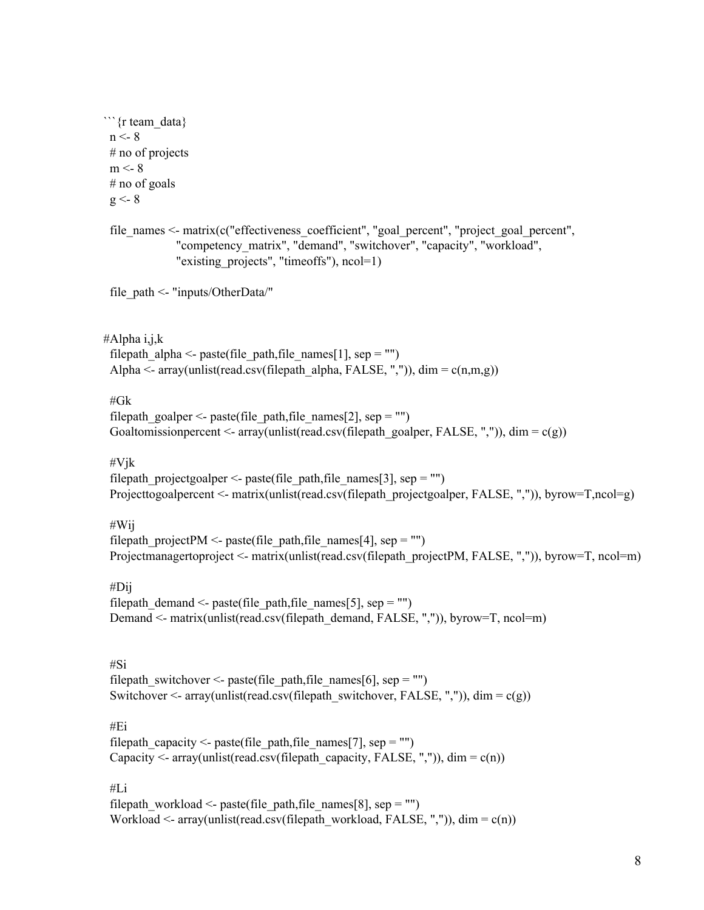```{r team_data}
 n <- 8
 # no of projects
 m <- 8
 # no of goals
 g <- 8

 file_names <- matrix(c("effectiveness_coefficient", "goal_percent", "project_goal_percent",
                  "competency_matrix", "demand", "switchover", "capacity", "workload",
                  "existing_projects", "timeoffs"), ncol=1)

 file_path <- "inputs/OtherData/"


#Alpha i,j,k
 filepath_alpha <- paste(file_path,file_names[1], sep = "")
 Alpha <- array(unlist(read.csv(filepath_alpha, FALSE, ",")), dim = c(n,m,g))

 #Gk
 filepath_goalper <- paste(file_path,file_names[2], sep = "")
 Goaltomissionpercent <- array(unlist(read.csv(filepath_goalper, FALSE, ",")), dim = c(g))

 #Vjk
 filepath_projectgoalper <- paste(file_path,file_names[3], sep = "")
 Projecttogoalpercent <- matrix(unlist(read.csv(filepath_projectgoalper, FALSE, ",")), byrow=T,ncol=g)

 #Wij
 filepath_projectPM <- paste(file_path,file_names[4], sep = "")
 Projectmanagertoproject <- matrix(unlist(read.csv(filepath_projectPM, FALSE, ",")), byrow=T, ncol=m)

 #Dij
 filepath_demand <- paste(file_path,file_names[5], sep = "")
 Demand <- matrix(unlist(read.csv(filepath_demand, FALSE, ",")), byrow=T, ncol=m)


 #Si
 filepath_switchover <- paste(file_path,file_names[6], sep = "")
 Switchover <- array(unlist(read.csv(filepath_switchover, FALSE, ",")), dim = c(g))

 #Ei
 filepath_capacity <- paste(file_path,file_names[7], sep = "")
 Capacity <- array(unlist(read.csv(filepath_capacity, FALSE, ",")), dim = c(n))

 #Li
 filepath_workload <- paste(file_path,file_names[8], sep = "")
 Workload <- array(unlist(read.csv(filepath_workload, FALSE, ",")), dim = c(n))
```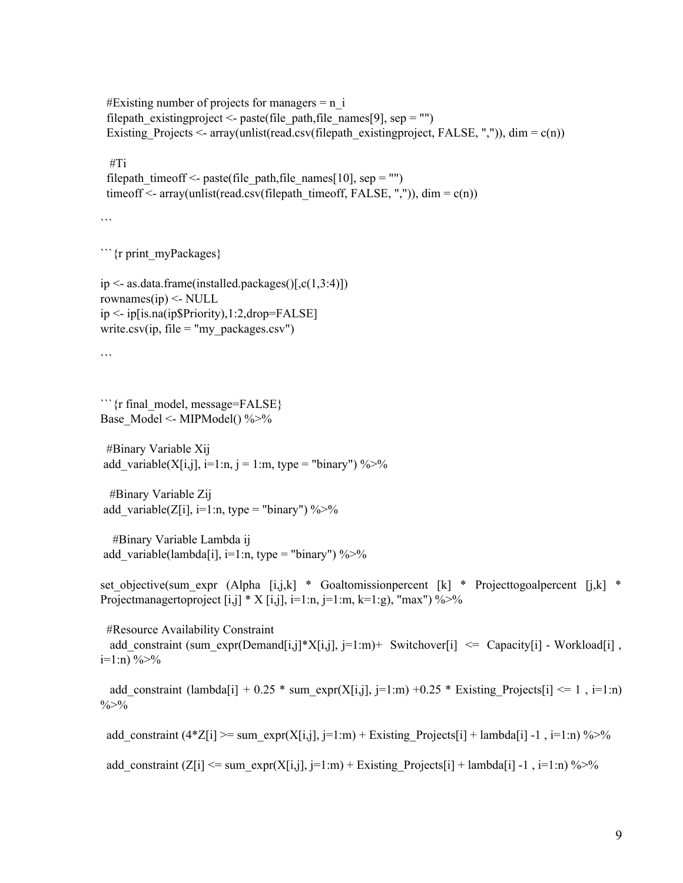```
  #Existing number of projects for managers = n_i
  filepath_existingproject <- paste(file_path,file_names[9], sep = "")
  Existing_Projects <- array(unlist(read.csv(filepath_existingproject, FALSE, ",")), dim = c(n))

   #Ti
  filepath_timeoff <- paste(file_path,file_names[10], sep = "")
  timeoff <- array(unlist(read.csv(filepath_timeoff, FALSE, ",")), dim = c(n))
```

```{r print_myPackages}

ip <- as.data.frame(installed.packages()[,c(1,3:4)])
rownames(ip) <- NULL
ip <- ip[is.na(ip$Priority),1:2,drop=FALSE]
write.csv(ip, file = "my_packages.csv")

```

```{r final_model, message=FALSE}
Base_Model <- MIPModel() %>%

  #Binary Variable Xij
 add_variable(X[i,j], i=1:n, j = 1:m, type = "binary") %>%

   #Binary Variable Zij
 add_variable(Z[i], i=1:n, type = "binary") %>%

    #Binary Variable Lambda ij
 add_variable(lambda[i], i=1:n, type = "binary") %>%

set_objective(sum_expr (Alpha [i,j,k] * Goaltomissionpercent [k] * Projecttogoalpercent [j,k] * Projectmanagertoproject [i,j] * X [i,j], i=1:n, j=1:m, k=1:g), "max") %>%

  #Resource Availability Constraint
   add_constraint (sum_expr(Demand[i,j]*X[i,j], j=1:m)+ Switchover[i] <= Capacity[i] - Workload[i] , i=1:n) %>%

   add_constraint (lambda[i] + 0.25 * sum_expr(X[i,j], j=1:m) +0.25 * Existing_Projects[i] <= 1 , i=1:n) %>%

  add_constraint (4*Z[i] >= sum_expr(X[i,j], j=1:m) + Existing_Projects[i] + lambda[i] -1 , i=1:n) %>%

  add_constraint (Z[i] <= sum_expr(X[i,j], j=1:m) + Existing_Projects[i] + lambda[i] -1 , i=1:n) %>%
```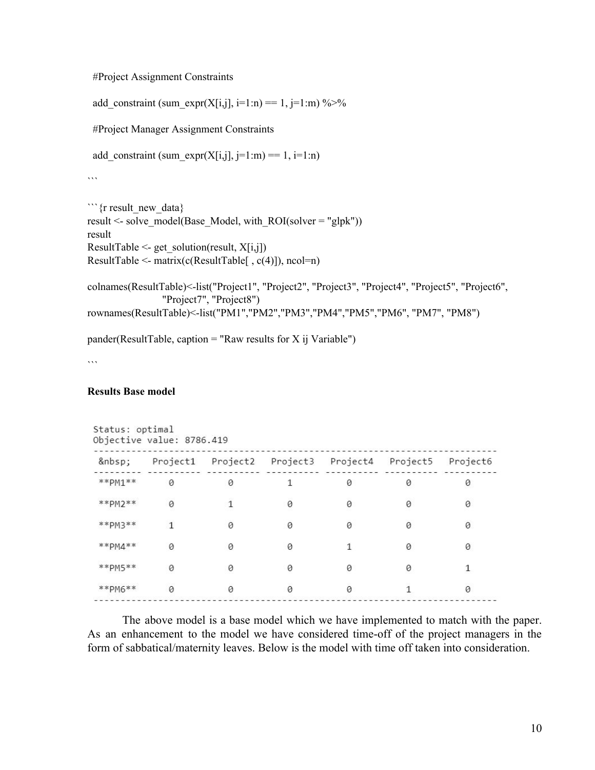```
  #Project Assignment Constraints

  add_constraint (sum_expr(X[i,j], i=1:n) == 1, j=1:m) %>%

  #Project Manager Assignment Constraints

  add_constraint (sum_expr(X[i,j], j=1:m) == 1, i=1:n)
```

```{r result_new_data}
result <- solve_model(Base_Model, with_ROI(solver = "glpk"))
result
ResultTable <- get_solution(result, X[i,j])
ResultTable <- matrix(c(ResultTable[ , c(4)]), ncol=n)

colnames(ResultTable)<-list("Project1", "Project2", "Project3", "Project4", "Project5", "Project6",
                    "Project7", "Project8")
rownames(ResultTable)<-list("PM1","PM2","PM3","PM4","PM5","PM6", "PM7", "PM8")

pander(ResultTable, caption = "Raw results for X ij Variable")
```

**Results Base model**

```
Status: optimal
Objective value: 8786.419
```

| &nbsp; | Project1 | Project2 | Project3 | Project4 | Project5 | Project6 |
|---|---|---|---|---|---|---|
| **PM1** | 0 | 0 | 1 | 0 | 0 | 0 |
| **PM2** | 0 | 1 | 0 | 0 | 0 | 0 |
| **PM3** | 1 | 0 | 0 | 0 | 0 | 0 |
| **PM4** | 0 | 0 | 0 | 1 | 0 | 0 |
| **PM5** | 0 | 0 | 0 | 0 | 0 | 1 |
| **PM6** | 0 | 0 | 0 | 0 | 1 | 0 |

The above model is a base model which we have implemented to match with the paper. As an enhancement to the model we have considered time-off of the project managers in the form of sabbatical/maternity leaves. Below is the model with time off taken into consideration.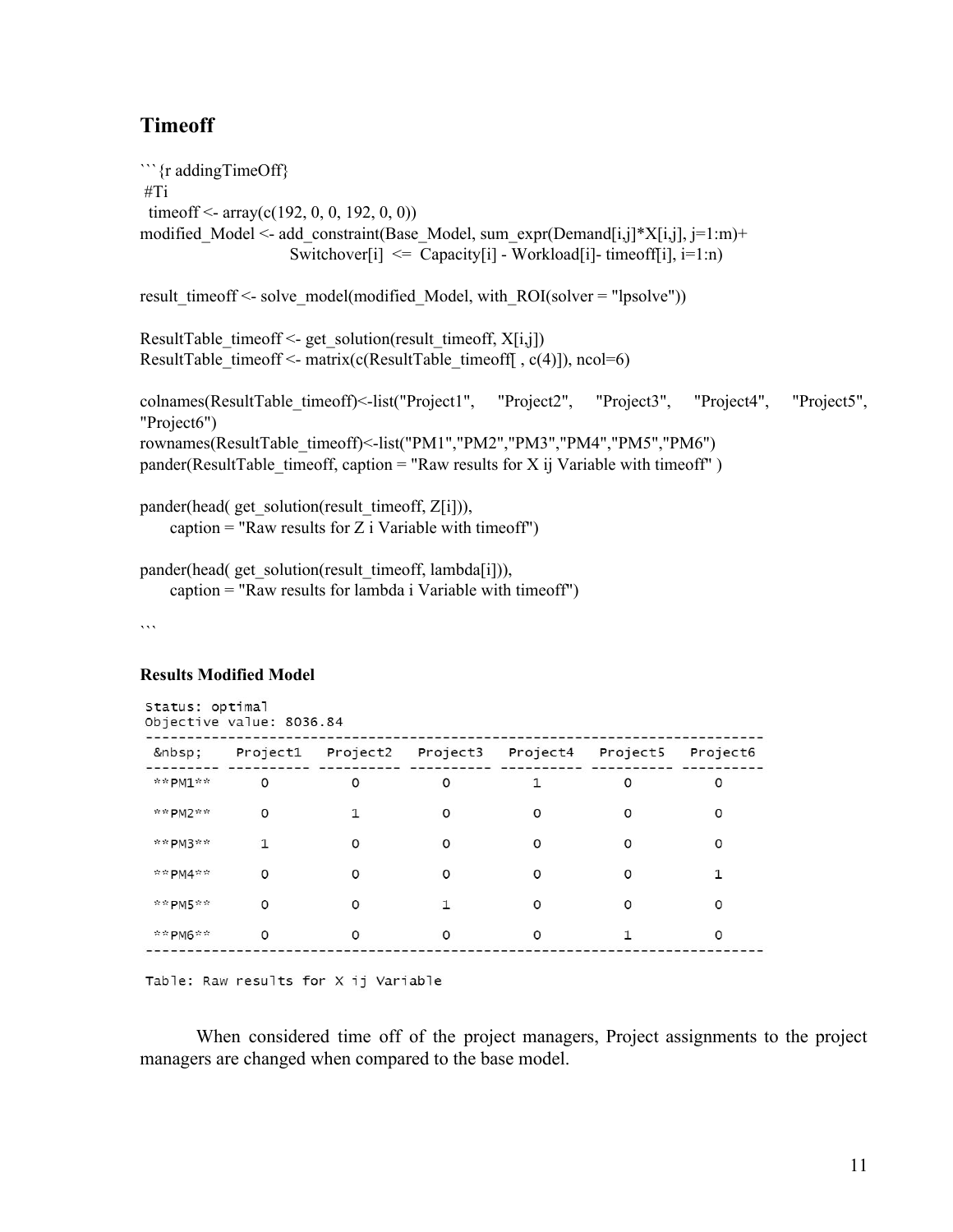## Timeoff

```
```{r addingTimeOff}
 #Ti
  timeoff <- array(c(192, 0, 0, 192, 0, 0))
modified_Model <- add_constraint(Base_Model, sum_expr(Demand[i,j]*X[i,j], j=1:m)+
                              Switchover[i]  <=  Capacity[i] - Workload[i]- timeoff[i], i=1:n)

result_timeoff <- solve_model(modified_Model, with_ROI(solver = "lpsolve"))

ResultTable_timeoff <- get_solution(result_timeoff, X[i,j])
ResultTable_timeoff <- matrix(c(ResultTable_timeoff[ , c(4)]), ncol=6)

colnames(ResultTable_timeoff)<-list("Project1",   "Project2",   "Project3",   "Project4",   "Project5",
"Project6")
rownames(ResultTable_timeoff)<-list("PM1","PM2","PM3","PM4","PM5","PM6")
pander(ResultTable_timeoff, caption = "Raw results for X ij Variable with timeoff" )

pander(head( get_solution(result_timeoff, Z[i])),
      caption = "Raw results for Z i Variable with timeoff")

pander(head( get_solution(result_timeoff, lambda[i])),
      caption = "Raw results for lambda i Variable with timeoff")

```
```

#### Results Modified Model

Status: optimal
Objective value: 8036.84

| &nbsp; | Project1 | Project2 | Project3 | Project4 | Project5 | Project6 |
|---|---|---|---|---|---|---|
| **PM1** | 0 | 0 | 0 | 1 | 0 | 0 |
| **PM2** | 0 | 1 | 0 | 0 | 0 | 0 |
| **PM3** | 1 | 0 | 0 | 0 | 0 | 0 |
| **PM4** | 0 | 0 | 0 | 0 | 0 | 1 |
| **PM5** | 0 | 0 | 1 | 0 | 0 | 0 |
| **PM6** | 0 | 0 | 0 | 0 | 1 | 0 |

Table: Raw results for X ij Variable

When considered time off of the project managers, Project assignments to the project managers are changed when compared to the base model.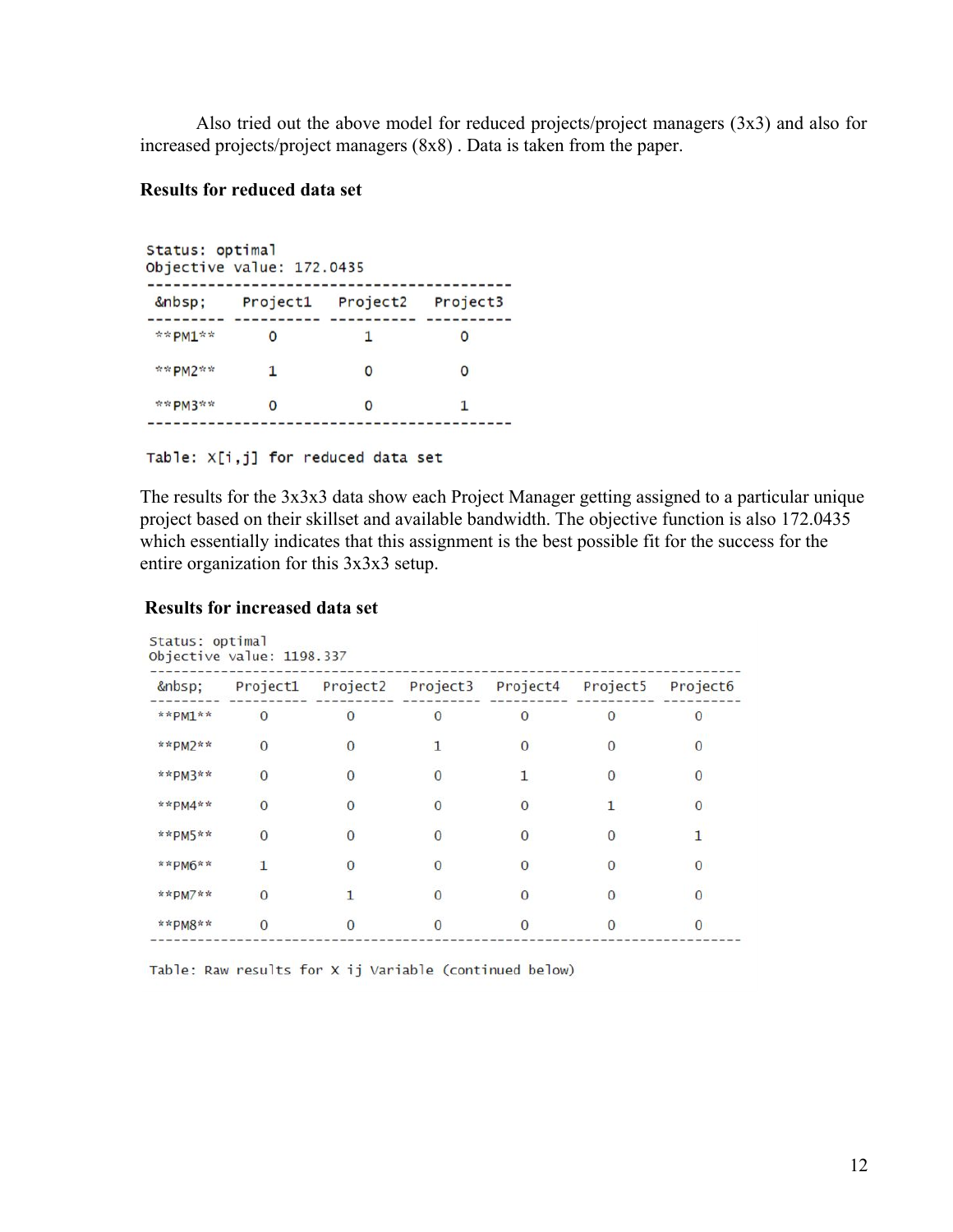Also tried out the above model for reduced projects/project managers (3x3) and also for increased projects/project managers (8x8) . Data is taken from the paper.

**Results for reduced data set**

```
Status: optimal
Objective value: 172.0435
```

| &nbsp; | Project1 | Project2 | Project3 |
|---|---|---|---|
| **PM1** | 0 | 1 | 0 |
| **PM2** | 1 | 0 | 0 |
| **PM3** | 0 | 0 | 1 |

Table: X[i,j] for reduced data set

The results for the 3x3x3 data show each Project Manager getting assigned to a particular unique project based on their skillset and available bandwidth. The objective function is also 172.0435 which essentially indicates that this assignment is the best possible fit for the success for the entire organization for this 3x3x3 setup.

**Results for increased data set**

```
Status: optimal
Objective value: 1198.337
```

| &nbsp; | Project1 | Project2 | Project3 | Project4 | Project5 | Project6 |
|---|---|---|---|---|---|---|
| **PM1** | 0 | 0 | 0 | 0 | 0 | 0 |
| **PM2** | 0 | 0 | 1 | 0 | 0 | 0 |
| **PM3** | 0 | 0 | 0 | 1 | 0 | 0 |
| **PM4** | 0 | 0 | 0 | 0 | 1 | 0 |
| **PM5** | 0 | 0 | 0 | 0 | 0 | 1 |
| **PM6** | 1 | 0 | 0 | 0 | 0 | 0 |
| **PM7** | 0 | 1 | 0 | 0 | 0 | 0 |
| **PM8** | 0 | 0 | 0 | 0 | 0 | 0 |

Table: Raw results for X ij Variable (continued below)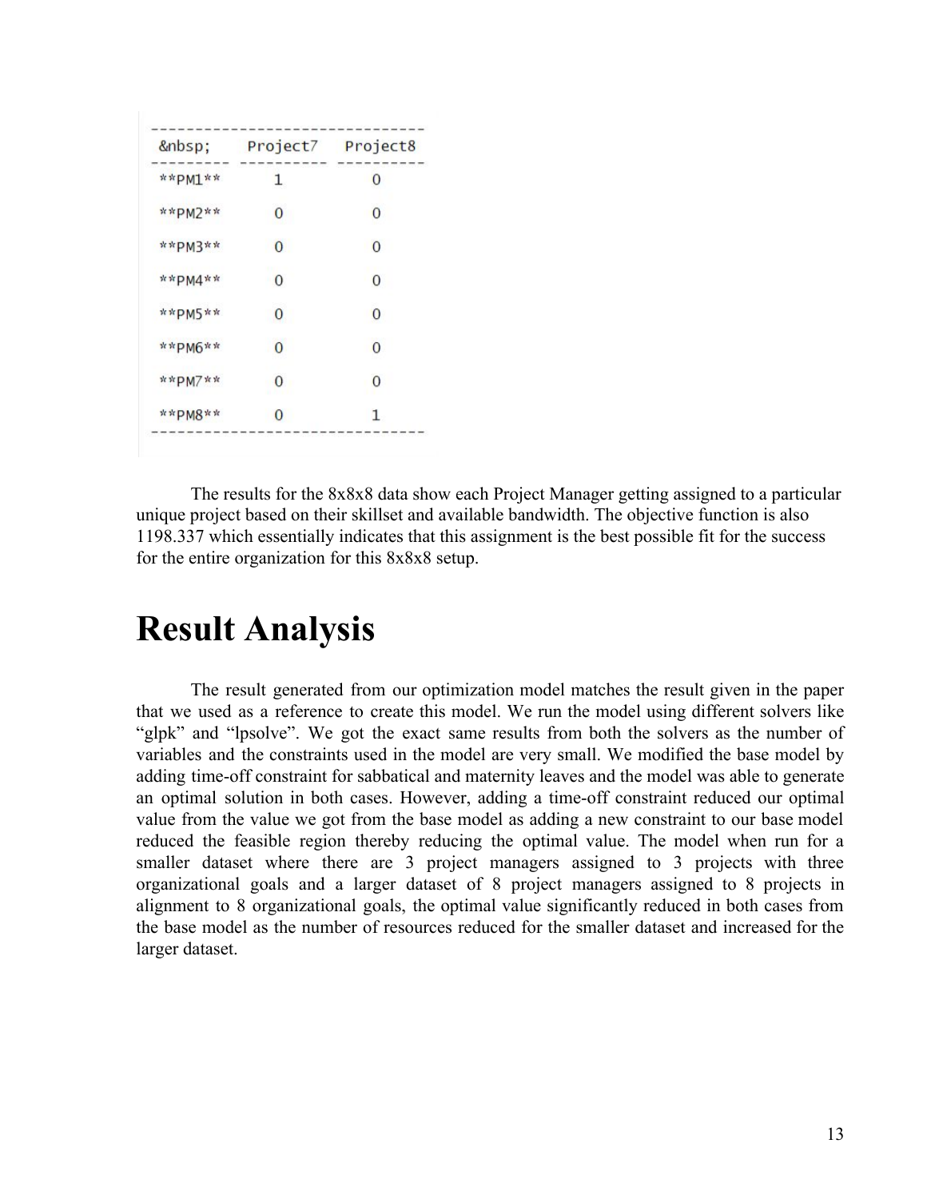| &nbsp; | Project7 | Project8 |
|---|---|---|
| **PM1** | 1 | 0 |
| **PM2** | 0 | 0 |
| **PM3** | 0 | 0 |
| **PM4** | 0 | 0 |
| **PM5** | 0 | 0 |
| **PM6** | 0 | 0 |
| **PM7** | 0 | 0 |
| **PM8** | 0 | 1 |

The results for the 8x8x8 data show each Project Manager getting assigned to a particular unique project based on their skillset and available bandwidth. The objective function is also 1198.337 which essentially indicates that this assignment is the best possible fit for the success for the entire organization for this 8x8x8 setup.

# Result Analysis

The result generated from our optimization model matches the result given in the paper that we used as a reference to create this model. We run the model using different solvers like "glpk" and "lpsolve". We got the exact same results from both the solvers as the number of variables and the constraints used in the model are very small. We modified the base model by adding time-off constraint for sabbatical and maternity leaves and the model was able to generate an optimal solution in both cases. However, adding a time-off constraint reduced our optimal value from the value we got from the base model as adding a new constraint to our base model reduced the feasible region thereby reducing the optimal value. The model when run for a smaller dataset where there are 3 project managers assigned to 3 projects with three organizational goals and a larger dataset of 8 project managers assigned to 8 projects in alignment to 8 organizational goals, the optimal value significantly reduced in both cases from the base model as the number of resources reduced for the smaller dataset and increased for the larger dataset.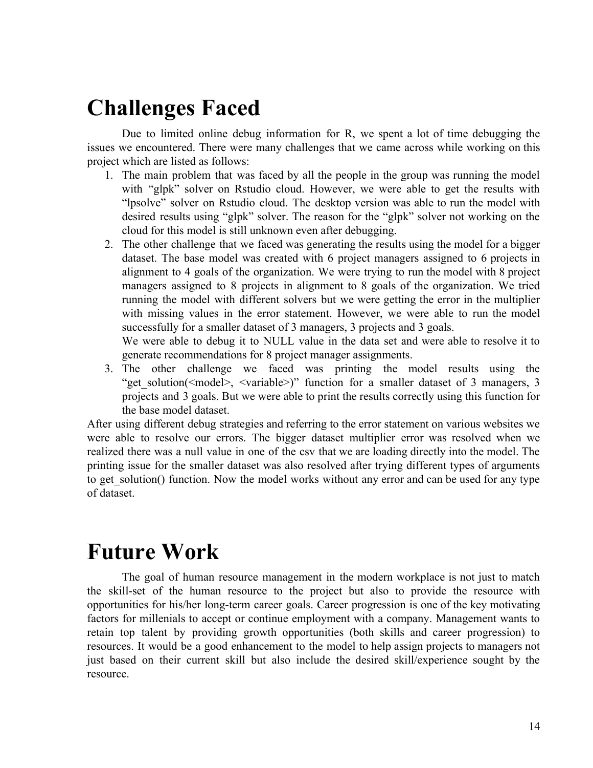# Challenges Faced

Due to limited online debug information for R, we spent a lot of time debugging the issues we encountered. There were many challenges that we came across while working on this project which are listed as follows:

1. The main problem that was faced by all the people in the group was running the model with "glpk" solver on Rstudio cloud. However, we were able to get the results with "lpsolve" solver on Rstudio cloud. The desktop version was able to run the model with desired results using "glpk" solver. The reason for the "glpk" solver not working on the cloud for this model is still unknown even after debugging.
2. The other challenge that we faced was generating the results using the model for a bigger dataset. The base model was created with 6 project managers assigned to 6 projects in alignment to 4 goals of the organization. We were trying to run the model with 8 project managers assigned to 8 projects in alignment to 8 goals of the organization. We tried running the model with different solvers but we were getting the error in the multiplier with missing values in the error statement. However, we were able to run the model successfully for a smaller dataset of 3 managers, 3 projects and 3 goals.
   We were able to debug it to NULL value in the data set and were able to resolve it to generate recommendations for 8 project manager assignments.
3. The other challenge we faced was printing the model results using the "get_solution(<model>, <variable>)" function for a smaller dataset of 3 managers, 3 projects and 3 goals. But we were able to print the results correctly using this function for the base model dataset.

After using different debug strategies and referring to the error statement on various websites we were able to resolve our errors. The bigger dataset multiplier error was resolved when we realized there was a null value in one of the csv that we are loading directly into the model. The printing issue for the smaller dataset was also resolved after trying different types of arguments to get_solution() function. Now the model works without any error and can be used for any type of dataset.

# Future Work

The goal of human resource management in the modern workplace is not just to match the skill-set of the human resource to the project but also to provide the resource with opportunities for his/her long-term career goals. Career progression is one of the key motivating factors for millenials to accept or continue employment with a company. Management wants to retain top talent by providing growth opportunities (both skills and career progression) to resources. It would be a good enhancement to the model to help assign projects to managers not just based on their current skill but also include the desired skill/experience sought by the resource.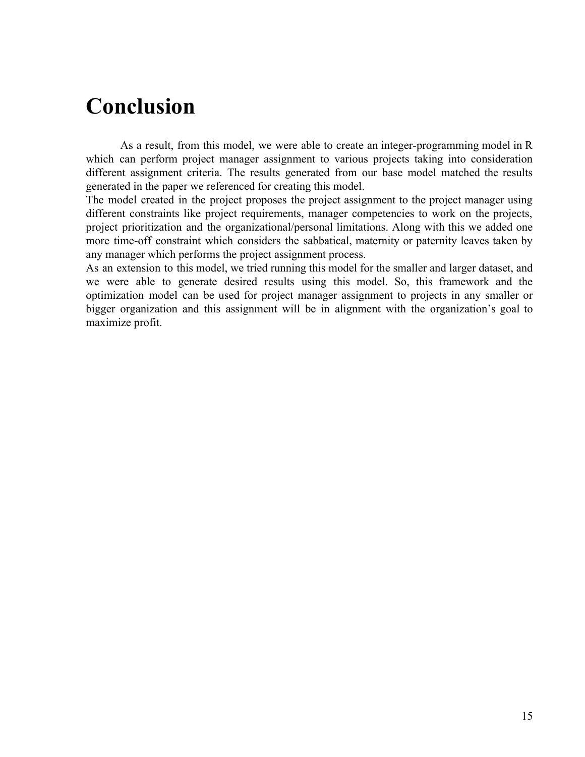# Conclusion

As a result, from this model, we were able to create an integer-programming model in R which can perform project manager assignment to various projects taking into consideration different assignment criteria. The results generated from our base model matched the results generated in the paper we referenced for creating this model.

The model created in the project proposes the project assignment to the project manager using different constraints like project requirements, manager competencies to work on the projects, project prioritization and the organizational/personal limitations. Along with this we added one more time-off constraint which considers the sabbatical, maternity or paternity leaves taken by any manager which performs the project assignment process.

As an extension to this model, we tried running this model for the smaller and larger dataset, and we were able to generate desired results using this model. So, this framework and the optimization model can be used for project manager assignment to projects in any smaller or bigger organization and this assignment will be in alignment with the organization's goal to maximize profit.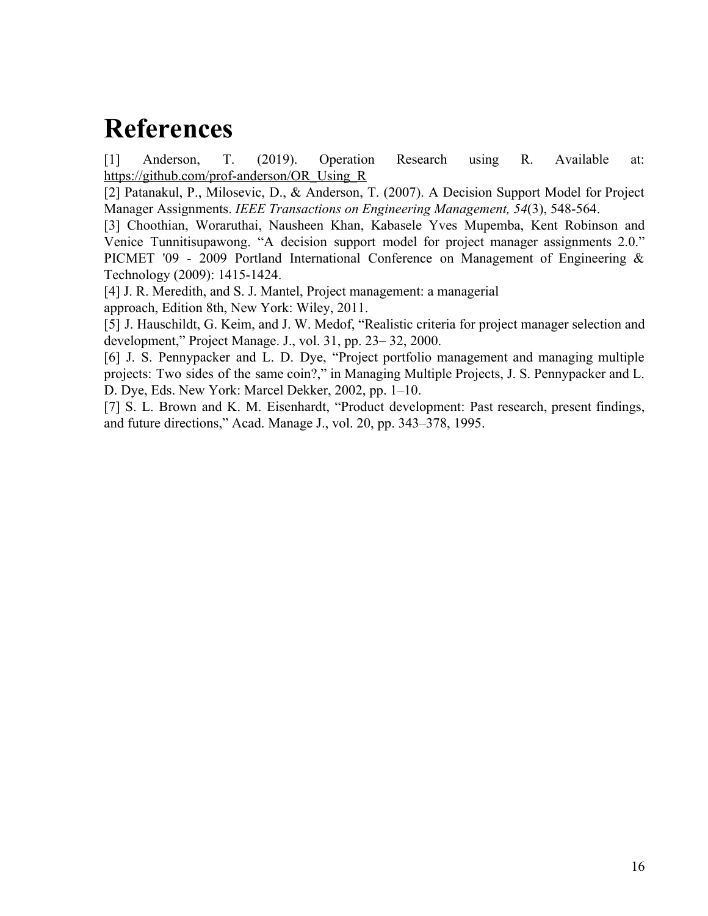# References

[1] Anderson, T. (2019). Operation Research using R. Available at: https://github.com/prof-anderson/OR_Using_R

[2] Patanakul, P., Milosevic, D., & Anderson, T. (2007). A Decision Support Model for Project Manager Assignments. *IEEE Transactions on Engineering Management, 54*(3), 548-564.

[3] Choothian, Woraruthai, Nausheen Khan, Kabasele Yves Mupemba, Kent Robinson and Venice Tunnitisupawong. “A decision support model for project manager assignments 2.0.” PICMET '09 - 2009 Portland International Conference on Management of Engineering & Technology (2009): 1415-1424.

[4] J. R. Meredith, and S. J. Mantel, Project management: a managerial approach, Edition 8th, New York: Wiley, 2011.

[5] J. Hauschildt, G. Keim, and J. W. Medof, “Realistic criteria for project manager selection and development,” Project Manage. J., vol. 31, pp. 23– 32, 2000.

[6] J. S. Pennypacker and L. D. Dye, “Project portfolio management and managing multiple projects: Two sides of the same coin?,” in Managing Multiple Projects, J. S. Pennypacker and L. D. Dye, Eds. New York: Marcel Dekker, 2002, pp. 1–10.

[7] S. L. Brown and K. M. Eisenhardt, “Product development: Past research, present findings, and future directions,” Acad. Manage J., vol. 20, pp. 343–378, 1995.